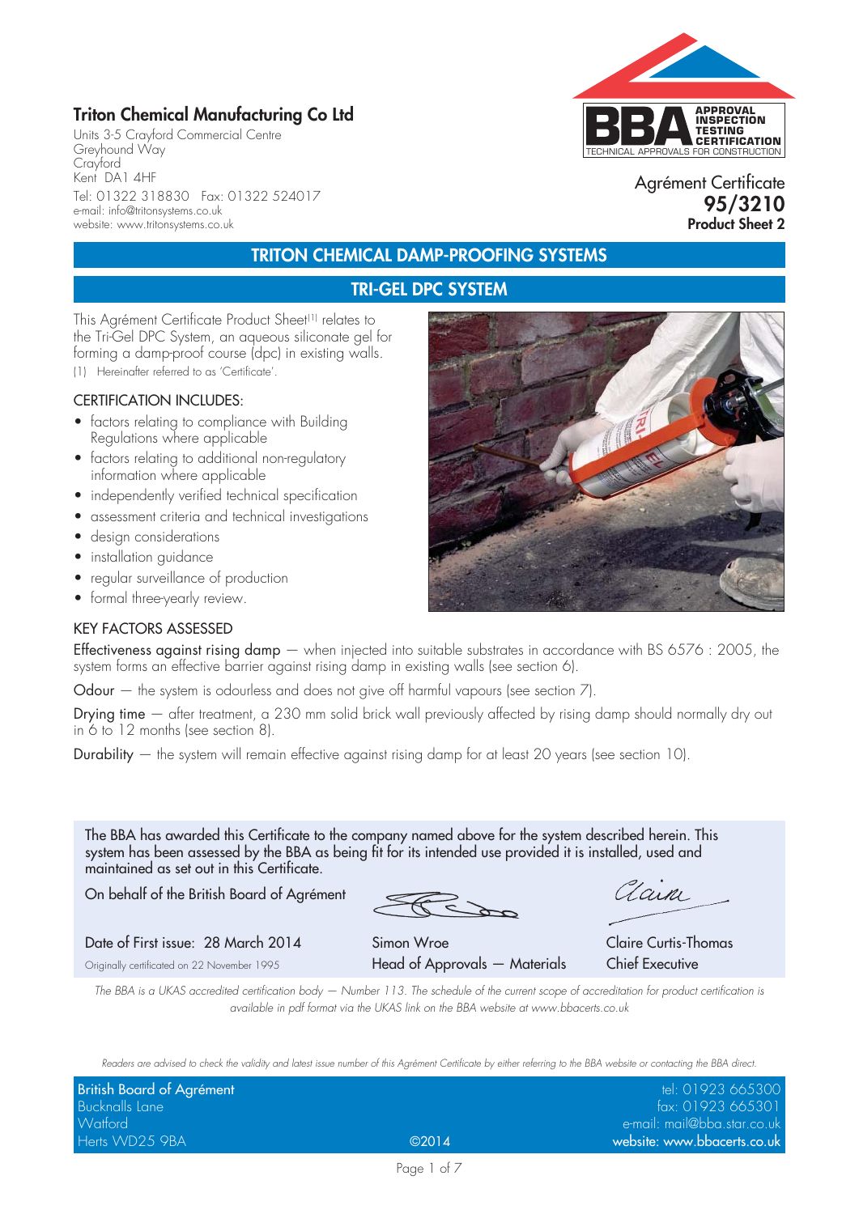# Triton Chemical Manufacturing Co Ltd

Units 3-5 Crayford Commercial Centre
Greyhound Way
Crayford
Kent DA1 4HF
Tel: 01322 318830 Fax: 01322 524017
e-mail: info@tritonsystems.co.uk
website: www.tritonsystems.co.uk

APPROVAL INSPECTION TESTING CERTIFICATION
TECHNICAL APPROVALS FOR CONSTRUCTION

Agrément Certificate
**95/3210**
**Product Sheet 2**

## TRITON CHEMICAL DAMP-PROOFING SYSTEMS

## TRI-GEL DPC SYSTEM

This Agrément Certificate Product Sheet[1] relates to the Tri-Gel DPC System, an aqueous siliconate gel for forming a damp-proof course (dpc) in existing walls.

(1) Hereinafter referred to as 'Certificate'.

CERTIFICATION INCLUDES:

- factors relating to compliance with Building Regulations where applicable
- factors relating to additional non-regulatory information where applicable
- independently verified technical specification
- assessment criteria and technical investigations
- design considerations
- installation guidance
- regular surveillance of production
- formal three-yearly review.

KEY FACTORS ASSESSED

Effectiveness against rising damp — when injected into suitable substrates in accordance with BS 6576 : 2005, the system forms an effective barrier against rising damp in existing walls (see section 6).

Odour — the system is odourless and does not give off harmful vapours (see section 7).

Drying time — after treatment, a 230 mm solid brick wall previously affected by rising damp should normally dry out in 6 to 12 months (see section 8).

Durability — the system will remain effective against rising damp for at least 20 years (see section 10).

The BBA has awarded this Certificate to the company named above for the system described herein. This system has been assessed by the BBA as being fit for its intended use provided it is installed, used and maintained as set out in this Certificate.

On behalf of the British Board of Agrément

Date of First issue: 28 March 2014
Originally certificated on 22 November 1995

Simon Wroe
Head of Approvals — Materials

Claire Curtis-Thomas
Chief Executive

*The BBA is a UKAS accredited certification body — Number 113. The schedule of the current scope of accreditation for product certification is available in pdf format via the UKAS link on the BBA website at www.bbacerts.co.uk*

*Readers are advised to check the validity and latest issue number of this Agrément Certificate by either referring to the BBA website or contacting the BBA direct.*

British Board of Agrément
Bucknalls Lane
Watford
Herts WD25 9BA

©2014

tel: 01923 665300
fax: 01923 665301
e-mail: mail@bba.star.co.uk
website: www.bbacerts.co.uk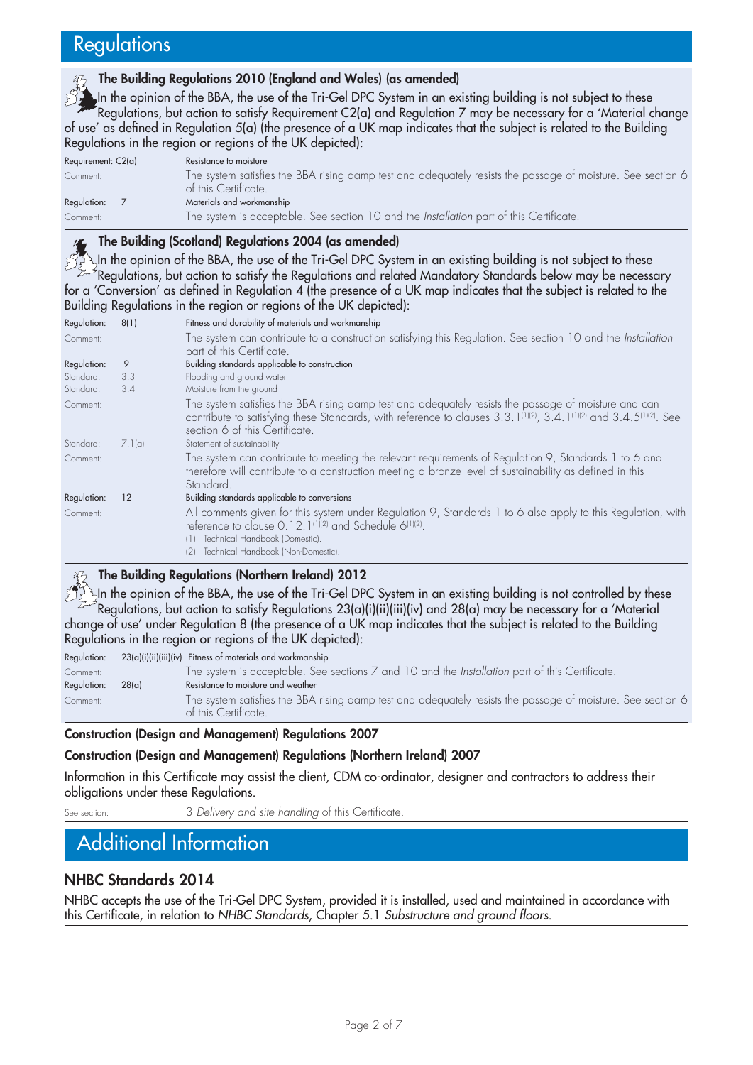# Regulations

### The Building Regulations 2010 (England and Wales) (as amended)

In the opinion of the BBA, the use of the Tri-Gel DPC System in an existing building is not subject to these Regulations, but action to satisfy Requirement C2(a) and Regulation 7 may be necessary for a 'Material change of use' as defined in Regulation 5(a) (the presence of a UK map indicates that the subject is related to the Building Regulations in the region or regions of the UK depicted):

| | |
|---|---|
| Requirement: C2(a) | Resistance to moisture |
| Comment: | The system satisfies the BBA rising damp test and adequately resists the passage of moisture. See section 6 of this Certificate. |
| Regulation: 7 | Materials and workmanship |
| Comment: | The system is acceptable. See section 10 and the *Installation* part of this Certificate. |

### The Building (Scotland) Regulations 2004 (as amended)

In the opinion of the BBA, the use of the Tri-Gel DPC System in an existing building is not subject to these Regulations, but action to satisfy the Regulations and related Mandatory Standards below may be necessary for a 'Conversion' as defined in Regulation 4 (the presence of a UK map indicates that the subject is related to the Building Regulations in the region or regions of the UK depicted):

| | | |
|---|---|---|
| Regulation: | 8(1) | Fitness and durability of materials and workmanship |
| Comment: | | The system can contribute to a construction satisfying this Regulation. See section 10 and the *Installation* part of this Certificate. |
| Regulation: | 9 | Building standards applicable to construction |
| Standard: | 3.3 | Flooding and ground water |
| Standard: | 3.4 | Moisture from the ground |
| Comment: | | The system satisfies the BBA rising damp test and adequately resists the passage of moisture and can contribute to satisfying these Standards, with reference to clauses 3.3.1[1][2], 3.4.1[1][2] and 3.4.5[1][2]. See section 6 of this Certificate. |
| Standard: | 7.1(a) | Statement of sustainability |
| Comment: | | The system can contribute to meeting the relevant requirements of Regulation 9, Standards 1 to 6 and therefore will contribute to a construction meeting a bronze level of sustainability as defined in this Standard. |
| Regulation: | 12 | Building standards applicable to conversions |
| Comment: | | All comments given for this system under Regulation 9, Standards 1 to 6 also apply to this Regulation, with reference to clause 0.12.1[1][2] and Schedule 6[1][2]. |

(1) Technical Handbook (Domestic).
(2) Technical Handbook (Non-Domestic).

### The Building Regulations (Northern Ireland) 2012

In the opinion of the BBA, the use of the Tri-Gel DPC System in an existing building is not controlled by these Regulations, but action to satisfy Regulations 23(a)(i)(ii)(iii)(iv) and 28(a) may be necessary for a 'Material change of use' under Regulation 8 (the presence of a UK map indicates that the subject is related to the Building Regulations in the region or regions of the UK depicted):

| | | |
|---|---|---|
| Regulation: | 23(a)(i)(ii)(iii)(iv) | Fitness of materials and workmanship |
| Comment: | | The system is acceptable. See sections 7 and 10 and the *Installation* part of this Certificate. |
| Regulation: | 28(a) | Resistance to moisture and weather |
| Comment: | | The system satisfies the BBA rising damp test and adequately resists the passage of moisture. See section 6 of this Certificate. |

### Construction (Design and Management) Regulations 2007

### Construction (Design and Management) Regulations (Northern Ireland) 2007

Information in this Certificate may assist the client, CDM co-ordinator, designer and contractors to address their obligations under these Regulations.

See section: 3 *Delivery and site handling* of this Certificate.

# Additional Information

## NHBC Standards 2014

NHBC accepts the use of the Tri-Gel DPC System, provided it is installed, used and maintained in accordance with this Certificate, in relation to *NHBC Standards*, Chapter 5.1 *Substructure and ground floors*.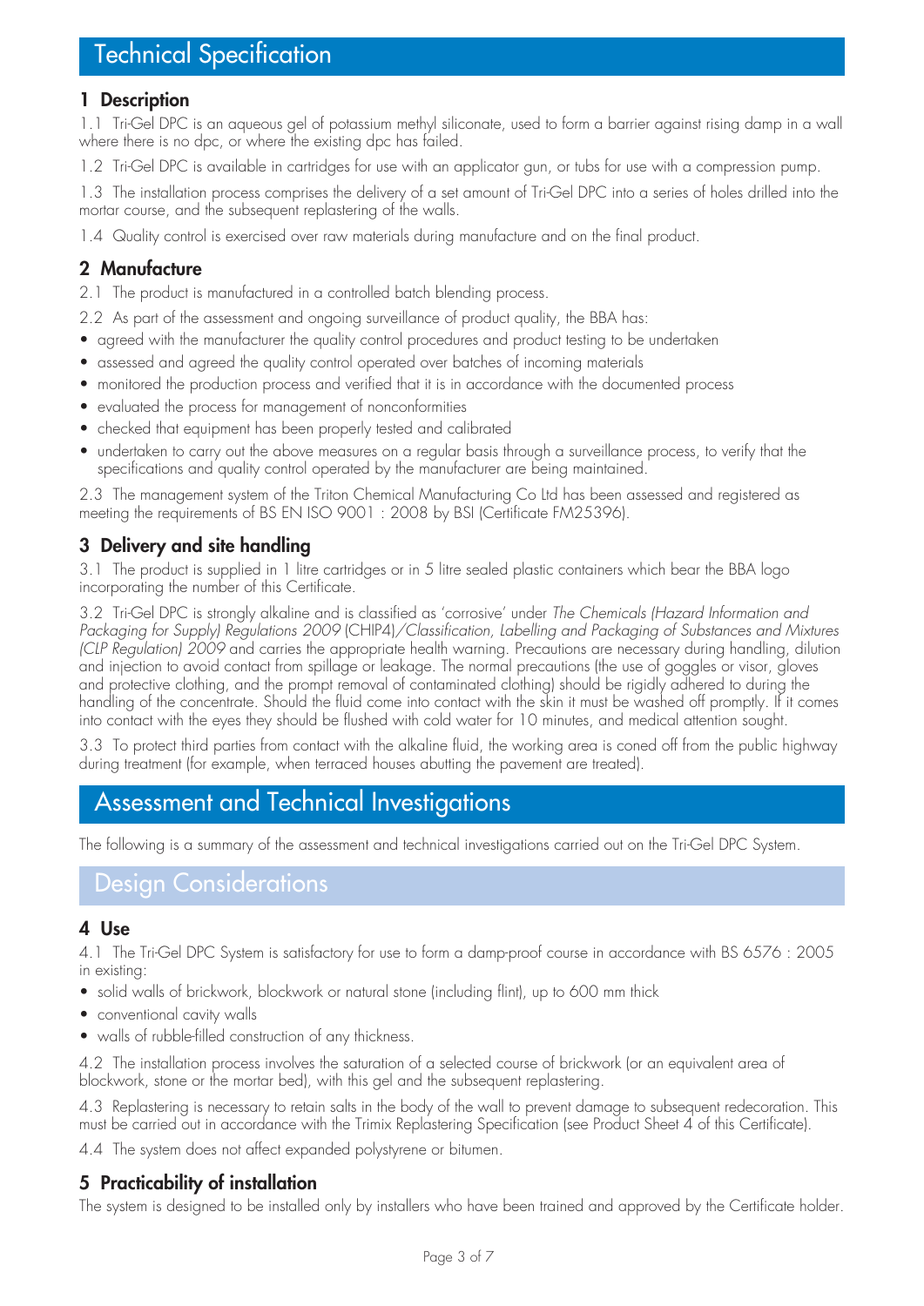# Technical Specification

## 1 Description

1.1 Tri-Gel DPC is an aqueous gel of potassium methyl siliconate, used to form a barrier against rising damp in a wall where there is no dpc, or where the existing dpc has failed.

1.2 Tri-Gel DPC is available in cartridges for use with an applicator gun, or tubs for use with a compression pump.

1.3 The installation process comprises the delivery of a set amount of Tri-Gel DPC into a series of holes drilled into the mortar course, and the subsequent replastering of the walls.

1.4 Quality control is exercised over raw materials during manufacture and on the final product.

## 2 Manufacture

2.1 The product is manufactured in a controlled batch blending process.

2.2 As part of the assessment and ongoing surveillance of product quality, the BBA has:

- agreed with the manufacturer the quality control procedures and product testing to be undertaken
- assessed and agreed the quality control operated over batches of incoming materials
- monitored the production process and verified that it is in accordance with the documented process
- evaluated the process for management of nonconformities
- checked that equipment has been properly tested and calibrated
- undertaken to carry out the above measures on a regular basis through a surveillance process, to verify that the specifications and quality control operated by the manufacturer are being maintained.

2.3 The management system of the Triton Chemical Manufacturing Co Ltd has been assessed and registered as meeting the requirements of BS EN ISO 9001 : 2008 by BSI (Certificate FM25396).

## 3 Delivery and site handling

3.1 The product is supplied in 1 litre cartridges or in 5 litre sealed plastic containers which bear the BBA logo incorporating the number of this Certificate.

3.2 Tri-Gel DPC is strongly alkaline and is classified as 'corrosive' under *The Chemicals (Hazard Information and Packaging for Supply) Regulations 2009* (CHIP4)*/Classification, Labelling and Packaging of Substances and Mixtures (CLP Regulation) 2009* and carries the appropriate health warning. Precautions are necessary during handling, dilution and injection to avoid contact from spillage or leakage. The normal precautions (the use of goggles or visor, gloves and protective clothing, and the prompt removal of contaminated clothing) should be rigidly adhered to during the handling of the concentrate. Should the fluid come into contact with the skin it must be washed off promptly. If it comes into contact with the eyes they should be flushed with cold water for 10 minutes, and medical attention sought.

3.3 To protect third parties from contact with the alkaline fluid, the working area is coned off from the public highway during treatment (for example, when terraced houses abutting the pavement are treated).

# Assessment and Technical Investigations

The following is a summary of the assessment and technical investigations carried out on the Tri-Gel DPC System.

# Design Considerations

## 4 Use

4.1 The Tri-Gel DPC System is satisfactory for use to form a damp-proof course in accordance with BS 6576 : 2005 in existing:

- solid walls of brickwork, blockwork or natural stone (including flint), up to 600 mm thick
- conventional cavity walls
- walls of rubble-filled construction of any thickness.

4.2 The installation process involves the saturation of a selected course of brickwork (or an equivalent area of blockwork, stone or the mortar bed), with this gel and the subsequent replastering.

4.3 Replastering is necessary to retain salts in the body of the wall to prevent damage to subsequent redecoration. This must be carried out in accordance with the Trimix Replastering Specification (see Product Sheet 4 of this Certificate).

4.4 The system does not affect expanded polystyrene or bitumen.

## 5 Practicability of installation

The system is designed to be installed only by installers who have been trained and approved by the Certificate holder.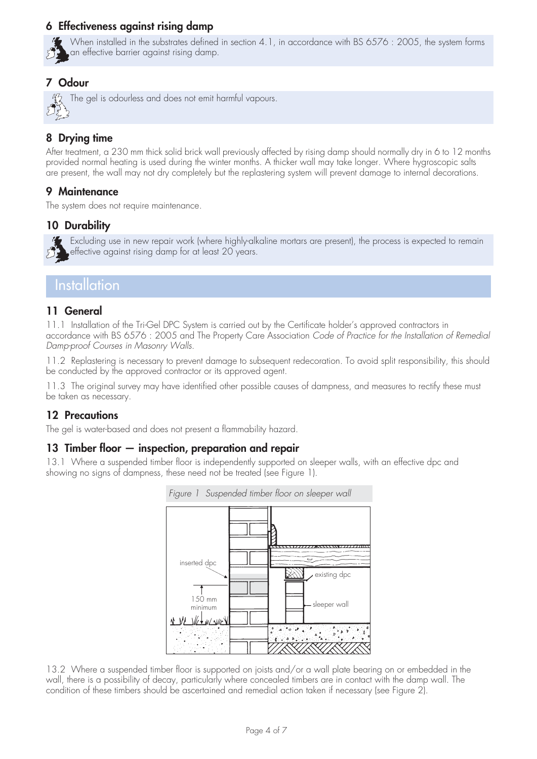## 6 Effectiveness against rising damp

When installed in the substrates defined in section 4.1, in accordance with BS 6576 : 2005, the system forms an effective barrier against rising damp.

## 7 Odour

The gel is odourless and does not emit harmful vapours.

## 8 Drying time

After treatment, a 230 mm thick solid brick wall previously affected by rising damp should normally dry in 6 to 12 months provided normal heating is used during the winter months. A thicker wall may take longer. Where hygroscopic salts are present, the wall may not dry completely but the replastering system will prevent damage to internal decorations.

## 9 Maintenance

The system does not require maintenance.

## 10 Durability

Excluding use in new repair work (where highly-alkaline mortars are present), the process is expected to remain effective against rising damp for at least 20 years.

# Installation

## 11 General

11.1 Installation of the Tri-Gel DPC System is carried out by the Certificate holder's approved contractors in accordance with BS 6576 : 2005 and The Property Care Association *Code of Practice for the Installation of Remedial Damp-proof Courses in Masonry Walls.*

11.2 Replastering is necessary to prevent damage to subsequent redecoration. To avoid split responsibility, this should be conducted by the approved contractor or its approved agent.

11.3 The original survey may have identified other possible causes of dampness, and measures to rectify these must be taken as necessary.

## 12 Precautions

The gel is water-based and does not present a flammability hazard.

## 13 Timber floor — inspection, preparation and repair

13.1 Where a suspended timber floor is independently supported on sleeper walls, with an effective dpc and showing no signs of dampness, these need not be treated (see Figure 1).

*Figure 1 Suspended timber floor on sleeper wall*

inserted dpc

existing dpc

150 mm minimum

sleeper wall

13.2 Where a suspended timber floor is supported on joists and/or a wall plate bearing on or embedded in the wall, there is a possibility of decay, particularly where concealed timbers are in contact with the damp wall. The condition of these timbers should be ascertained and remedial action taken if necessary (see Figure 2).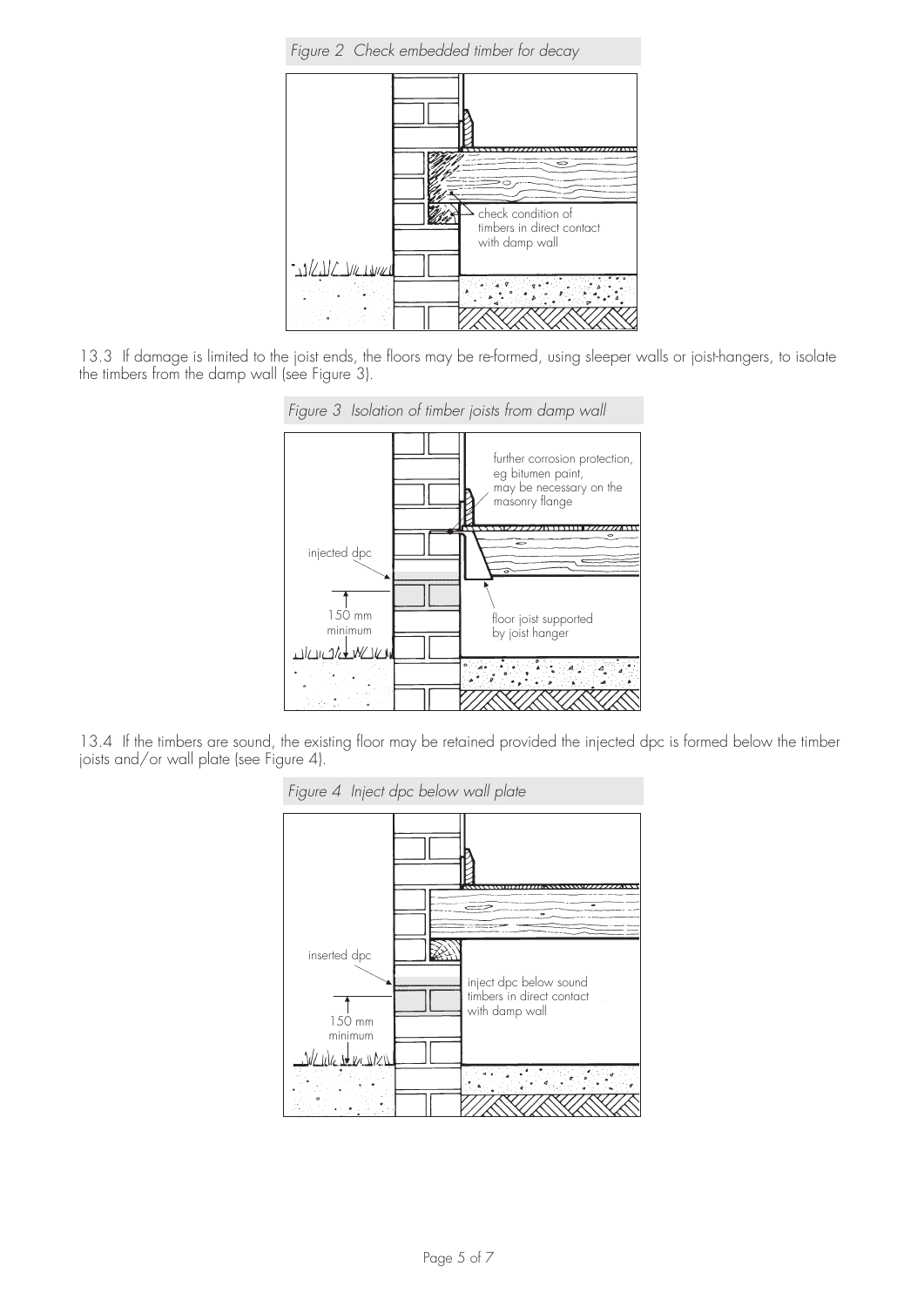*Figure 2 Check embedded timber for decay*

13.3 If damage is limited to the joist ends, the floors may be re-formed, using sleeper walls or joist-hangers, to isolate the timbers from the damp wall (see Figure 3).

*Figure 3 Isolation of timber joists from damp wall*

13.4 If the timbers are sound, the existing floor may be retained provided the injected dpc is formed below the timber joists and/or wall plate (see Figure 4).

*Figure 4 Inject dpc below wall plate*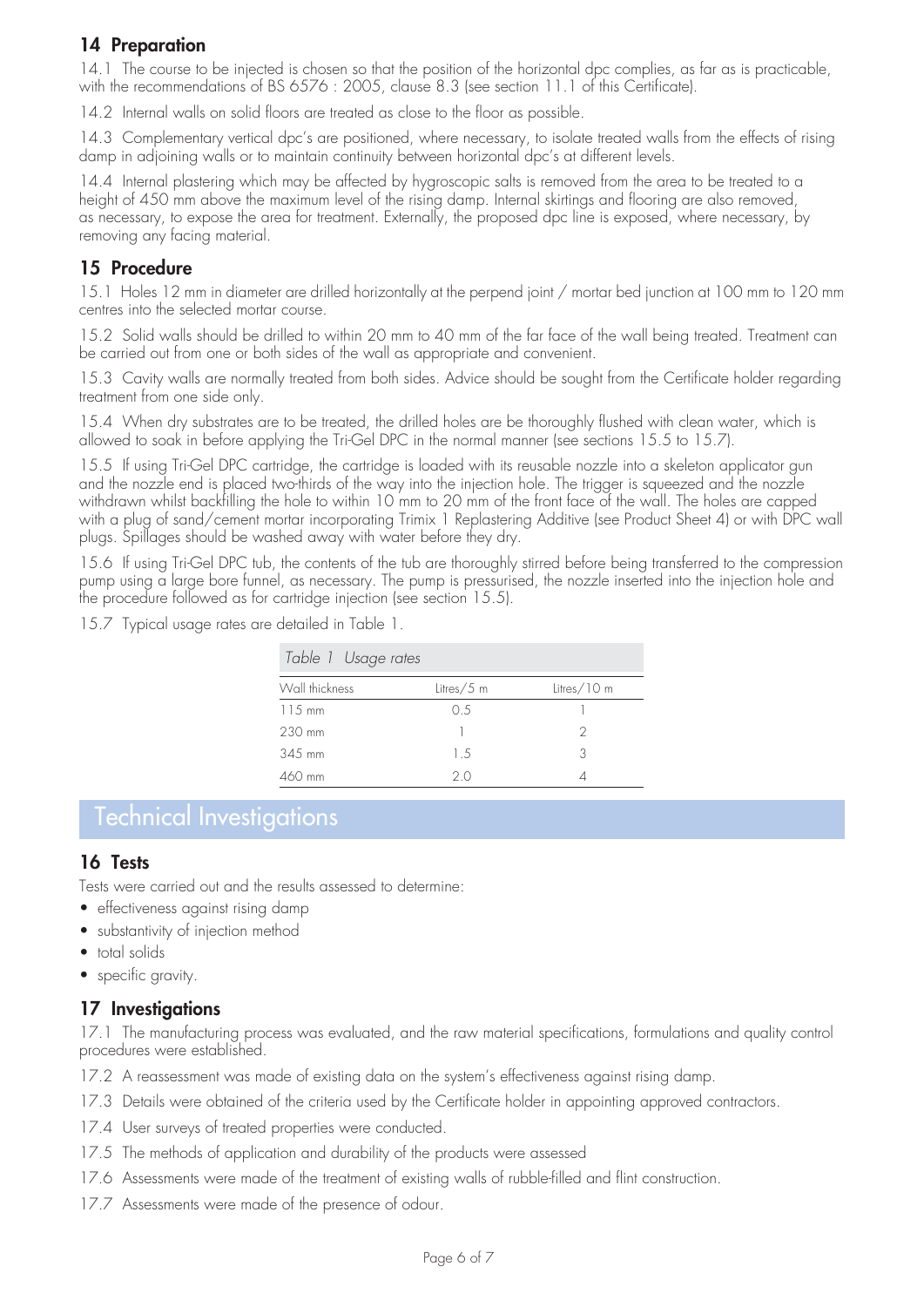## 14 Preparation

14.1 The course to be injected is chosen so that the position of the horizontal dpc complies, as far as is practicable, with the recommendations of BS 6576 : 2005, clause 8.3 (see section 11.1 of this Certificate).

14.2 Internal walls on solid floors are treated as close to the floor as possible.

14.3 Complementary vertical dpc's are positioned, where necessary, to isolate treated walls from the effects of rising damp in adjoining walls or to maintain continuity between horizontal dpc's at different levels.

14.4 Internal plastering which may be affected by hygroscopic salts is removed from the area to be treated to a height of 450 mm above the maximum level of the rising damp. Internal skirtings and flooring are also removed, as necessary, to expose the area for treatment. Externally, the proposed dpc line is exposed, where necessary, by removing any facing material.

## 15 Procedure

15.1 Holes 12 mm in diameter are drilled horizontally at the perpend joint / mortar bed junction at 100 mm to 120 mm centres into the selected mortar course.

15.2 Solid walls should be drilled to within 20 mm to 40 mm of the far face of the wall being treated. Treatment can be carried out from one or both sides of the wall as appropriate and convenient.

15.3 Cavity walls are normally treated from both sides. Advice should be sought from the Certificate holder regarding treatment from one side only.

15.4 When dry substrates are to be treated, the drilled holes are be thoroughly flushed with clean water, which is allowed to soak in before applying the Tri-Gel DPC in the normal manner (see sections 15.5 to 15.7).

15.5 If using Tri-Gel DPC cartridge, the cartridge is loaded with its reusable nozzle into a skeleton applicator gun and the nozzle end is placed two-thirds of the way into the injection hole. The trigger is squeezed and the nozzle withdrawn whilst backfilling the hole to within 10 mm to 20 mm of the front face of the wall. The holes are capped with a plug of sand/cement mortar incorporating Trimix 1 Replastering Additive (see Product Sheet 4) or with DPC wall plugs. Spillages should be washed away with water before they dry.

15.6 If using Tri-Gel DPC tub, the contents of the tub are thoroughly stirred before being transferred to the compression pump using a large bore funnel, as necessary. The pump is pressurised, the nozzle inserted into the injection hole and the procedure followed as for cartridge injection (see section 15.5).

15.7 Typical usage rates are detailed in Table 1.

*Table 1 Usage rates*

| Wall thickness | Litres/5 m | Litres/10 m |
|---|---|---|
| 115 mm | 0.5 | 1 |
| 230 mm | 1 | 2 |
| 345 mm | 1.5 | 3 |
| 460 mm | 2.0 | 4 |

# Technical Investigations

## 16 Tests

Tests were carried out and the results assessed to determine:

- effectiveness against rising damp
- substantivity of injection method
- total solids
- specific gravity.

## 17 Investigations

17.1 The manufacturing process was evaluated, and the raw material specifications, formulations and quality control procedures were established.

17.2 A reassessment was made of existing data on the system's effectiveness against rising damp.

17.3 Details were obtained of the criteria used by the Certificate holder in appointing approved contractors.

17.4 User surveys of treated properties were conducted.

17.5 The methods of application and durability of the products were assessed

17.6 Assessments were made of the treatment of existing walls of rubble-filled and flint construction.

17.7 Assessments were made of the presence of odour.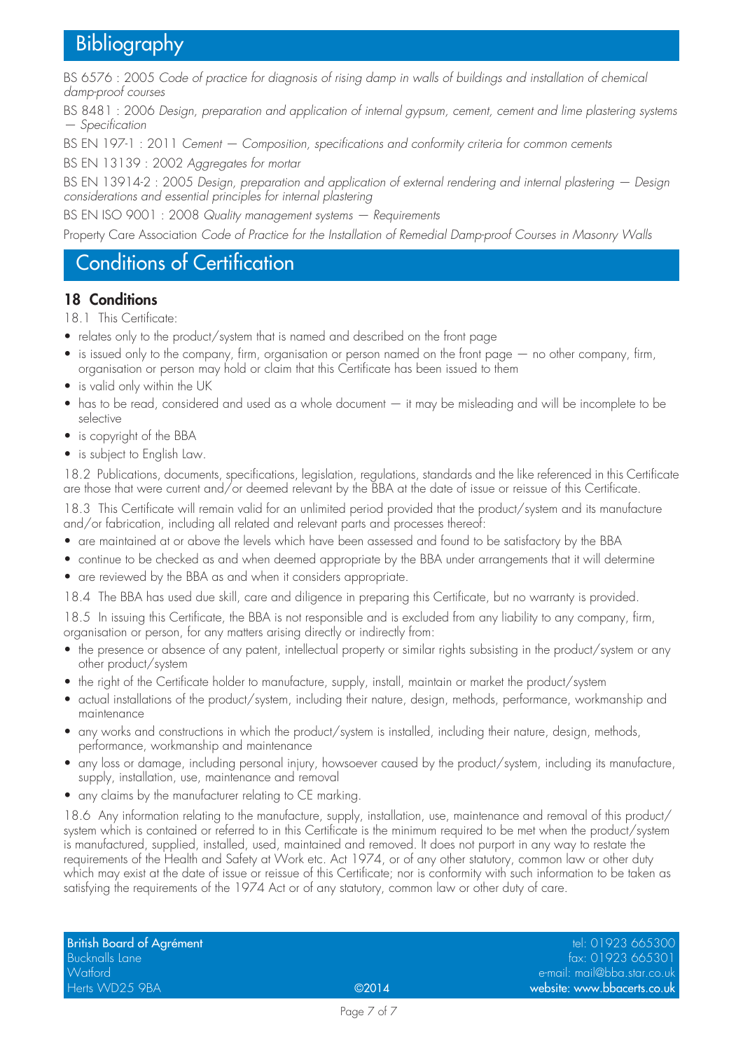# Bibliography

BS 6576 : 2005 *Code of practice for diagnosis of rising damp in walls of buildings and installation of chemical damp-proof courses*

BS 8481 : 2006 *Design, preparation and application of internal gypsum, cement, cement and lime plastering systems — Specification*

BS EN 197-1 : 2011 *Cement — Composition, specifications and conformity criteria for common cements*

BS EN 13139 : 2002 *Aggregates for mortar*

BS EN 13914-2 : 2005 *Design, preparation and application of external rendering and internal plastering — Design considerations and essential principles for internal plastering*

BS EN ISO 9001 : 2008 *Quality management systems — Requirements*

Property Care Association *Code of Practice for the Installation of Remedial Damp-proof Courses in Masonry Walls*

# Conditions of Certification

## 18 Conditions

18.1 This Certificate:

- relates only to the product/system that is named and described on the front page
- is issued only to the company, firm, organisation or person named on the front page — no other company, firm, organisation or person may hold or claim that this Certificate has been issued to them
- is valid only within the UK
- has to be read, considered and used as a whole document — it may be misleading and will be incomplete to be selective
- is copyright of the BBA
- is subject to English Law.

18.2 Publications, documents, specifications, legislation, regulations, standards and the like referenced in this Certificate are those that were current and/or deemed relevant by the BBA at the date of issue or reissue of this Certificate.

18.3 This Certificate will remain valid for an unlimited period provided that the product/system and its manufacture and/or fabrication, including all related and relevant parts and processes thereof:

- are maintained at or above the levels which have been assessed and found to be satisfactory by the BBA
- continue to be checked as and when deemed appropriate by the BBA under arrangements that it will determine
- are reviewed by the BBA as and when it considers appropriate.

18.4 The BBA has used due skill, care and diligence in preparing this Certificate, but no warranty is provided.

18.5 In issuing this Certificate, the BBA is not responsible and is excluded from any liability to any company, firm, organisation or person, for any matters arising directly or indirectly from:

- the presence or absence of any patent, intellectual property or similar rights subsisting in the product/system or any other product/system
- the right of the Certificate holder to manufacture, supply, install, maintain or market the product/system
- actual installations of the product/system, including their nature, design, methods, performance, workmanship and maintenance
- any works and constructions in which the product/system is installed, including their nature, design, methods, performance, workmanship and maintenance
- any loss or damage, including personal injury, howsoever caused by the product/system, including its manufacture, supply, installation, use, maintenance and removal
- any claims by the manufacturer relating to CE marking.

18.6 Any information relating to the manufacture, supply, installation, use, maintenance and removal of this product/system which is contained or referred to in this Certificate is the minimum required to be met when the product/system is manufactured, supplied, installed, used, maintained and removed. It does not purport in any way to restate the requirements of the Health and Safety at Work etc. Act 1974, or of any other statutory, common law or other duty which may exist at the date of issue or reissue of this Certificate; nor is conformity with such information to be taken as satisfying the requirements of the 1974 Act or of any statutory, common law or other duty of care.

**British Board of Agrément**
Bucknalls Lane
Watford
Herts WD25 9BA

©2014

tel: 01923 665300
fax: 01923 665301
e-mail: mail@bba.star.co.uk
**website: www.bbacerts.co.uk**